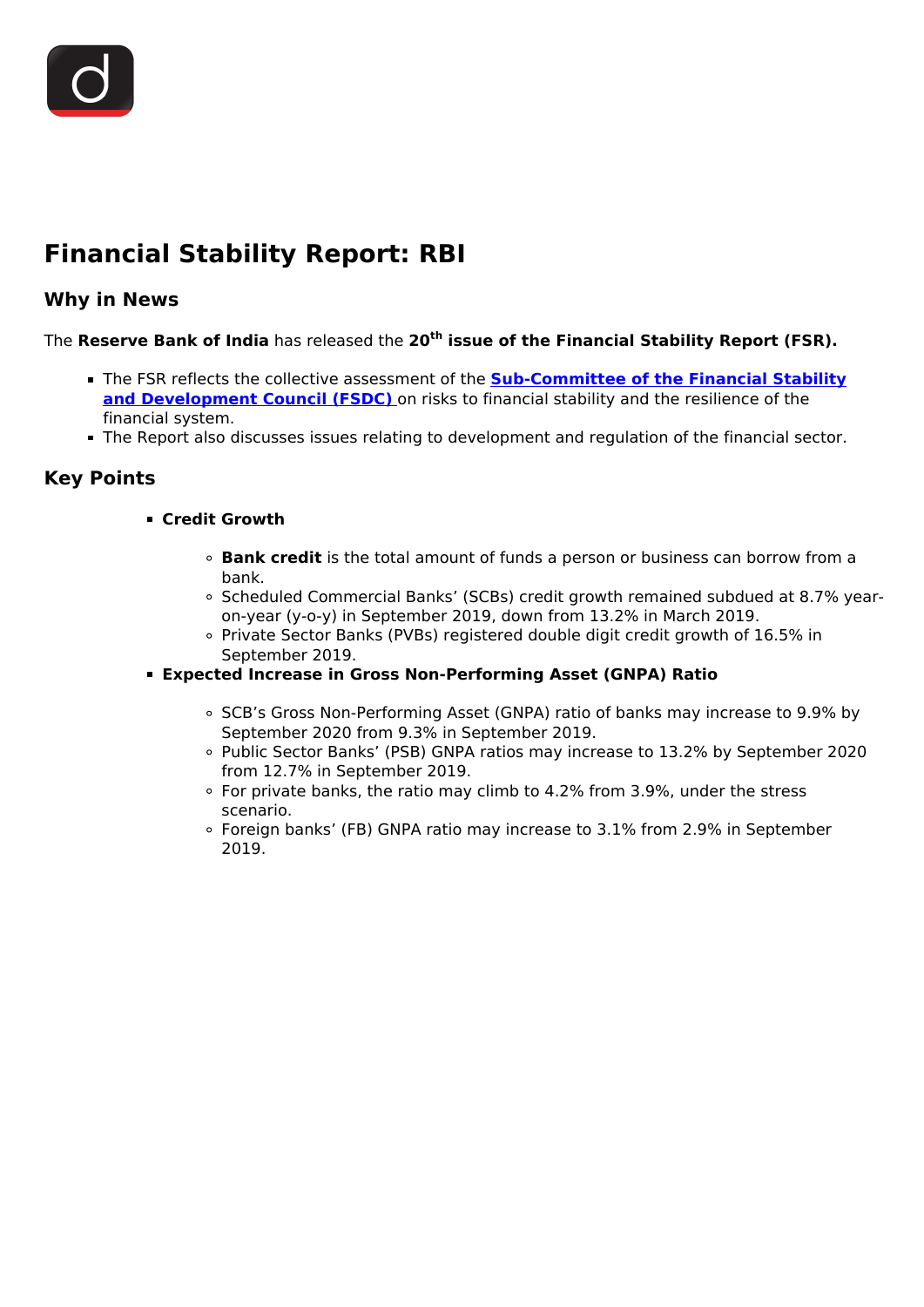# Financial Stability Report: RBI

## Why in News

The **Reserve Bank of India** has released the **20th issue of the Financial Stability Report (FSR).**

- The FSR reflects the collective assessment of the **Sub-Committee of the Financial Stability and Development Council (FSDC)** on risks to financial stability and the resilience of the financial system.
- The Report also discusses issues relating to development and regulation of the financial sector.

## Key Points

- **Credit Growth**
    - **Bank credit** is the total amount of funds a person or business can borrow from a bank.
    - Scheduled Commercial Banks' (SCBs) credit growth remained subdued at 8.7% year-on-year (y-o-y) in September 2019, down from 13.2% in March 2019.
    - Private Sector Banks (PVBs) registered double digit credit growth of 16.5% in September 2019.
- **Expected Increase in Gross Non-Performing Asset (GNPA) Ratio**
    - SCB's Gross Non-Performing Asset (GNPA) ratio of banks may increase to 9.9% by September 2020 from 9.3% in September 2019.
    - Public Sector Banks' (PSB) GNPA ratios may increase to 13.2% by September 2020 from 12.7% in September 2019.
    - For private banks, the ratio may climb to 4.2% from 3.9%, under the stress scenario.
    - Foreign banks' (FB) GNPA ratio may increase to 3.1% from 2.9% in September 2019.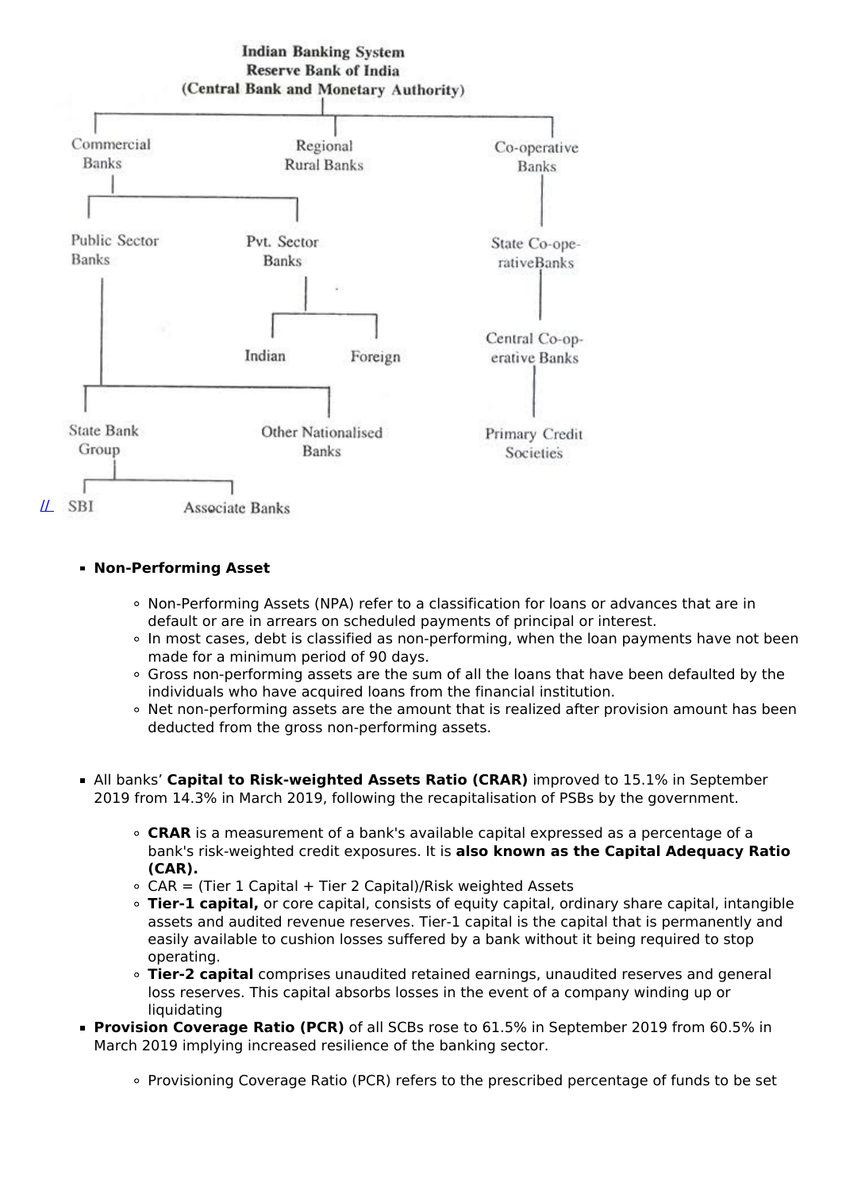**Indian Banking System**
**Reserve Bank of India**
**(Central Bank and Monetary Authority)**

- Commercial Banks
  - Public Sector Banks
    - State Bank Group
      - SBI
      - Associate Banks
    - Other Nationalised Banks
  - Pvt. Sector Banks
    - Indian
    - Foreign
- Regional Rural Banks
- Co-operative Banks
  - State Co-operative Banks
    - Central Co-operative Banks
      - Primary Credit Societies

- **Non-Performing Asset**
  - Non-Performing Assets (NPA) refer to a classification for loans or advances that are in default or are in arrears on scheduled payments of principal or interest.
  - In most cases, debt is classified as non-performing, when the loan payments have not been made for a minimum period of 90 days.
  - Gross non-performing assets are the sum of all the loans that have been defaulted by the individuals who have acquired loans from the financial institution.
  - Net non-performing assets are the amount that is realized after provision amount has been deducted from the gross non-performing assets.

- All banks' **Capital to Risk-weighted Assets Ratio (CRAR)** improved to 15.1% in September 2019 from 14.3% in March 2019, following the recapitalisation of PSBs by the government.
  - **CRAR** is a measurement of a bank's available capital expressed as a percentage of a bank's risk-weighted credit exposures. It is **also known as the Capital Adequacy Ratio (CAR).**
  - CAR = (Tier 1 Capital + Tier 2 Capital)/Risk weighted Assets
  - **Tier-1 capital,** or core capital, consists of equity capital, ordinary share capital, intangible assets and audited revenue reserves. Tier-1 capital is the capital that is permanently and easily available to cushion losses suffered by a bank without it being required to stop operating.
  - **Tier-2 capital** comprises unaudited retained earnings, unaudited reserves and general loss reserves. This capital absorbs losses in the event of a company winding up or liquidating
- **Provision Coverage Ratio (PCR)** of all SCBs rose to 61.5% in September 2019 from 60.5% in March 2019 implying increased resilience of the banking sector.
  - Provisioning Coverage Ratio (PCR) refers to the prescribed percentage of funds to be set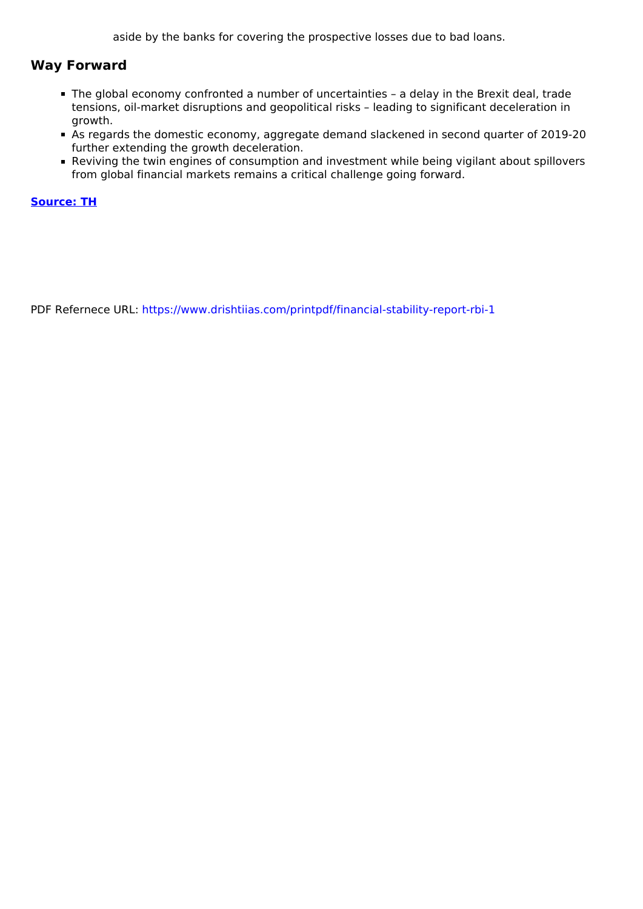aside by the banks for covering the prospective losses due to bad loans.

## Way Forward

- The global economy confronted a number of uncertainties – a delay in the Brexit deal, trade tensions, oil-market disruptions and geopolitical risks – leading to significant deceleration in growth.
- As regards the domestic economy, aggregate demand slackened in second quarter of 2019-20 further extending the growth deceleration.
- Reviving the twin engines of consumption and investment while being vigilant about spillovers from global financial markets remains a critical challenge going forward.

**Source: TH**

PDF Refernece URL: https://www.drishtiias.com/printpdf/financial-stability-report-rbi-1